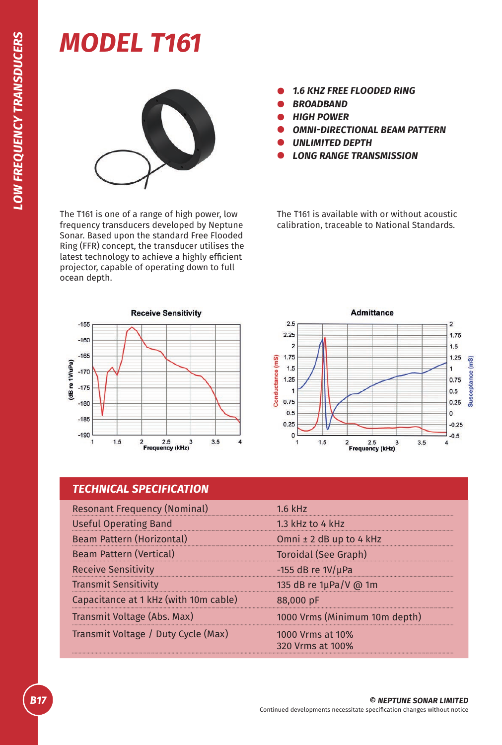# MODEL T161

- *1.6 KHZ FREE FLOODED RING*
- *BROADBAND*
- *HIGH POWER*
- *OMNI-DIRECTIONAL BEAM PATTERN*
- *UNLIMITED DEPTH*
- *LONG RANGE TRANSMISSION*

The T161 is one of a range of high power, low frequency transducers developed by Neptune Sonar. Based upon the standard Free Flooded Ring (FFR) concept, the transducer utilises the latest technology to achieve a highly efficient projector, capable of operating down to full ocean depth.

The T161 is available with or without acoustic calibration, traceable to National Standards.

**Receive Sensitivity**

**Admittance**

## TECHNICAL SPECIFICATION

| | |
|---|---|
| Resonant Frequency (Nominal) | 1.6 kHz |
| Useful Operating Band | 1.3 kHz to 4 kHz |
| Beam Pattern (Horizontal) | Omni ± 2 dB up to 4 kHz |
| Beam Pattern (Vertical) | Toroidal (See Graph) |
| Receive Sensitivity | -155 dB re 1V/μPa |
| Transmit Sensitivity | 135 dB re 1μPa/V @ 1m |
| Capacitance at 1 kHz (with 10m cable) | 88,000 pF |
| Transmit Voltage (Abs. Max) | 1000 Vrms (Minimum 10m depth) |
| Transmit Voltage / Duty Cycle (Max) | 1000 Vrms at 10%<br>320 Vrms at 100% |

**© NEPTUNE SONAR LIMITED**
Continued developments necessitate specification changes without notice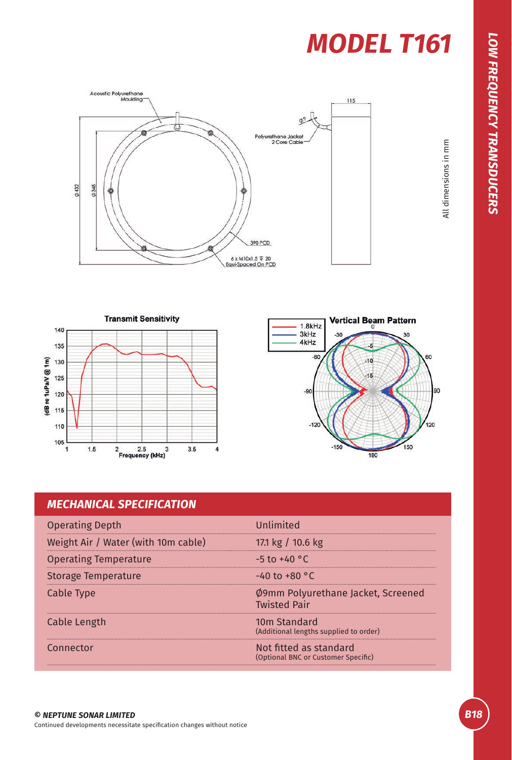# MODEL T161

LOW FREQUENCY TRANSDUCERS

Acoustic Polyurethane Moulding

Ø 432

Ø 348

115

Ø9

Polyurethane Jacket 2 Core Cable

390 PCD

6 x M10x1.5 ⟂ 20 Equi-Spaced On PCD

All dimensions in mm

**Transmit Sensitivity**

(dB re 1uPa/V @ 1m)

140
135
130
125
120
115
110
105

1 1.5 2 2.5 3 3.5 4

Frequency (kHz)

**Vertical Beam Pattern**

1.8kHz
3kHz
4kHz

0 30 60 90 120 150 180 -150 -120 -90 -60 -30

-5 -10 -15

## MECHANICAL SPECIFICATION

| | |
|---|---|
| Operating Depth | Unlimited |
| Weight Air / Water (with 10m cable) | 17.1 kg / 10.6 kg |
| Operating Temperature | -5 to +40 °C |
| Storage Temperature | -40 to +80 °C |
| Cable Type | Ø9mm Polyurethane Jacket, Screened Twisted Pair |
| Cable Length | 10m Standard (Additional lengths supplied to order) |
| Connector | Not fitted as standard (Optional BNC or Customer Specific) |

***© NEPTUNE SONAR LIMITED***

Continued developments necessitate specification changes without notice